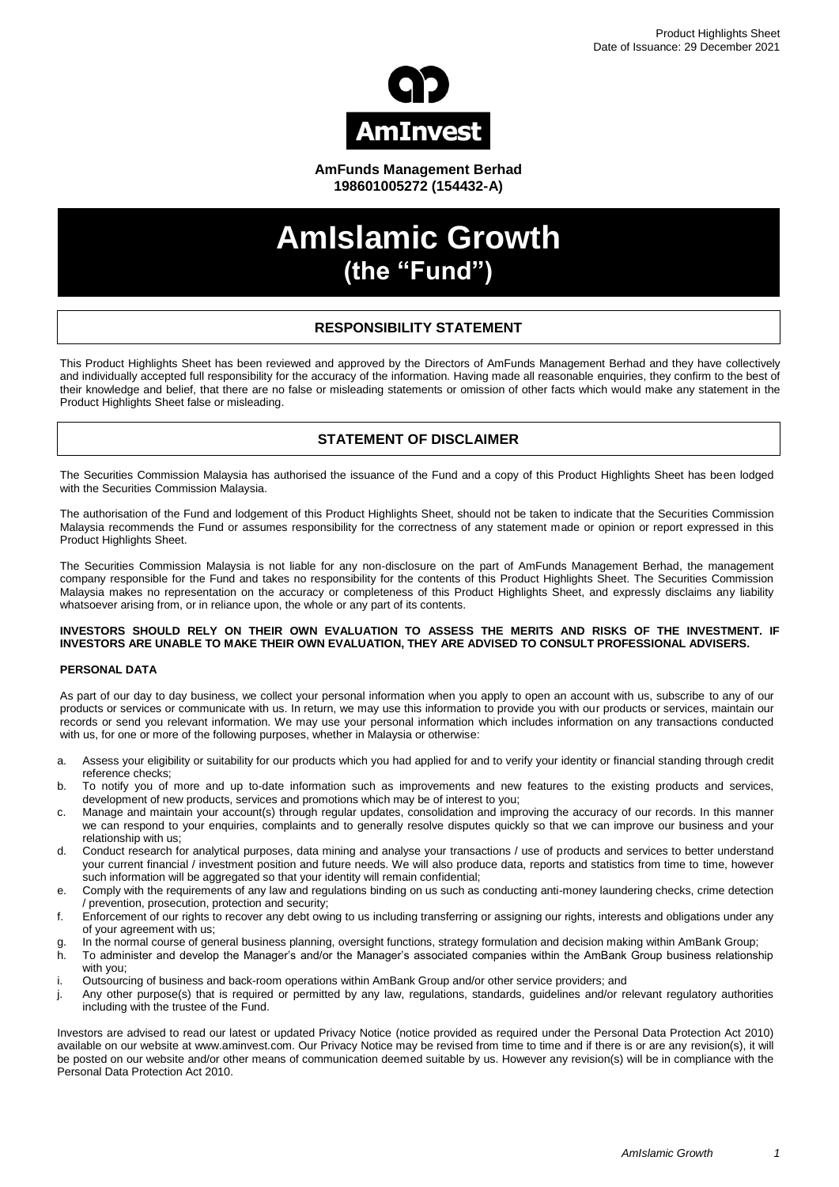Product Highlights Sheet
Date of Issuance: 29 December 2021

AmInvest

**AmFunds Management Berhad**
**198601005272 (154432-A)**

# AmIslamic Growth
## (the "Fund")

## RESPONSIBILITY STATEMENT

This Product Highlights Sheet has been reviewed and approved by the Directors of AmFunds Management Berhad and they have collectively and individually accepted full responsibility for the accuracy of the information. Having made all reasonable enquiries, they confirm to the best of their knowledge and belief, that there are no false or misleading statements or omission of other facts which would make any statement in the Product Highlights Sheet false or misleading.

## STATEMENT OF DISCLAIMER

The Securities Commission Malaysia has authorised the issuance of the Fund and a copy of this Product Highlights Sheet has been lodged with the Securities Commission Malaysia.

The authorisation of the Fund and lodgement of this Product Highlights Sheet, should not be taken to indicate that the Securities Commission Malaysia recommends the Fund or assumes responsibility for the correctness of any statement made or opinion or report expressed in this Product Highlights Sheet.

The Securities Commission Malaysia is not liable for any non-disclosure on the part of AmFunds Management Berhad, the management company responsible for the Fund and takes no responsibility for the contents of this Product Highlights Sheet. The Securities Commission Malaysia makes no representation on the accuracy or completeness of this Product Highlights Sheet, and expressly disclaims any liability whatsoever arising from, or in reliance upon, the whole or any part of its contents.

**INVESTORS SHOULD RELY ON THEIR OWN EVALUATION TO ASSESS THE MERITS AND RISKS OF THE INVESTMENT. IF INVESTORS ARE UNABLE TO MAKE THEIR OWN EVALUATION, THEY ARE ADVISED TO CONSULT PROFESSIONAL ADVISERS.**

**PERSONAL DATA**

As part of our day to day business, we collect your personal information when you apply to open an account with us, subscribe to any of our products or services or communicate with us. In return, we may use this information to provide you with our products or services, maintain our records or send you relevant information. We may use your personal information which includes information on any transactions conducted with us, for one or more of the following purposes, whether in Malaysia or otherwise:

a. Assess your eligibility or suitability for our products which you had applied for and to verify your identity or financial standing through credit reference checks;
b. To notify you of more and up to-date information such as improvements and new features to the existing products and services, development of new products, services and promotions which may be of interest to you;
c. Manage and maintain your account(s) through regular updates, consolidation and improving the accuracy of our records. In this manner we can respond to your enquiries, complaints and to generally resolve disputes quickly so that we can improve our business and your relationship with us;
d. Conduct research for analytical purposes, data mining and analyse your transactions / use of products and services to better understand your current financial / investment position and future needs. We will also produce data, reports and statistics from time to time, however such information will be aggregated so that your identity will remain confidential;
e. Comply with the requirements of any law and regulations binding on us such as conducting anti-money laundering checks, crime detection / prevention, prosecution, protection and security;
f. Enforcement of our rights to recover any debt owing to us including transferring or assigning our rights, interests and obligations under any of your agreement with us;
g. In the normal course of general business planning, oversight functions, strategy formulation and decision making within AmBank Group;
h. To administer and develop the Manager's and/or the Manager's associated companies within the AmBank Group business relationship with you;
i. Outsourcing of business and back-room operations within AmBank Group and/or other service providers; and
j. Any other purpose(s) that is required or permitted by any law, regulations, standards, guidelines and/or relevant regulatory authorities including with the trustee of the Fund.

Investors are advised to read our latest or updated Privacy Notice (notice provided as required under the Personal Data Protection Act 2010) available on our website at www.aminvest.com. Our Privacy Notice may be revised from time to time and if there is or are any revision(s), it will be posted on our website and/or other means of communication deemed suitable by us. However any revision(s) will be in compliance with the Personal Data Protection Act 2010.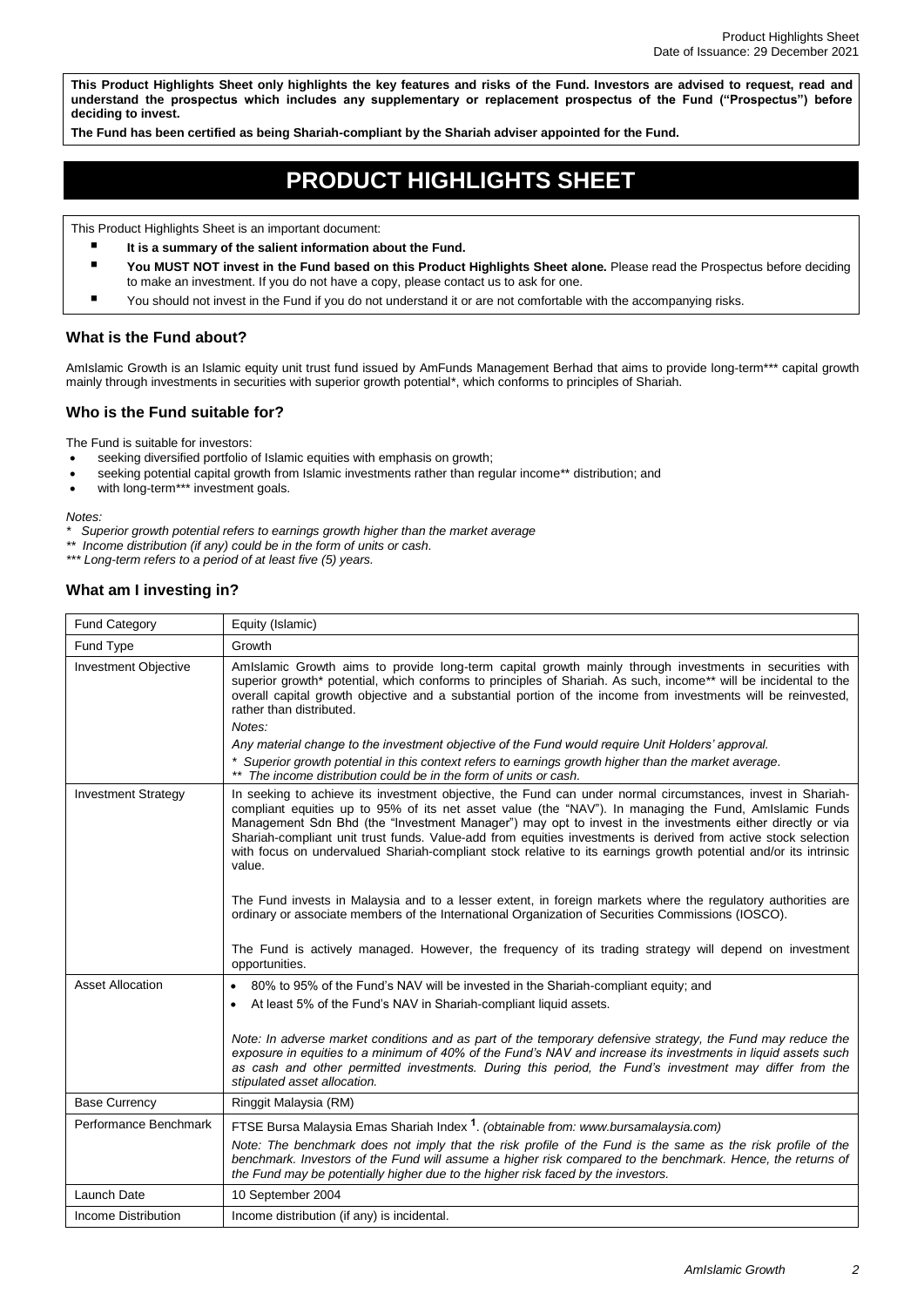**This Product Highlights Sheet only highlights the key features and risks of the Fund. Investors are advised to request, read and understand the prospectus which includes any supplementary or replacement prospectus of the Fund ("Prospectus") before deciding to invest.**

**The Fund has been certified as being Shariah-compliant by the Shariah adviser appointed for the Fund.**

# PRODUCT HIGHLIGHTS SHEET

This Product Highlights Sheet is an important document:

- **It is a summary of the salient information about the Fund.**
- **You MUST NOT invest in the Fund based on this Product Highlights Sheet alone.** Please read the Prospectus before deciding to make an investment. If you do not have a copy, please contact us to ask for one.
- You should not invest in the Fund if you do not understand it or are not comfortable with the accompanying risks.

## What is the Fund about?

AmIslamic Growth is an Islamic equity unit trust fund issued by AmFunds Management Berhad that aims to provide long-term*** capital growth mainly through investments in securities with superior growth potential*, which conforms to principles of Shariah.

## Who is the Fund suitable for?

The Fund is suitable for investors:

- seeking diversified portfolio of Islamic equities with emphasis on growth;
- seeking potential capital growth from Islamic investments rather than regular income** distribution; and
- with long-term*** investment goals.

*Notes:*

*\* Superior growth potential refers to earnings growth higher than the market average*

*\*\* Income distribution (if any) could be in the form of units or cash.*

*\*\*\* Long-term refers to a period of at least five (5) years.*

## What am I investing in?

| | |
|---|---|
| Fund Category | Equity (Islamic) |
| Fund Type | Growth |
| Investment Objective | AmIslamic Growth aims to provide long-term capital growth mainly through investments in securities with superior growth* potential, which conforms to principles of Shariah. As such, income** will be incidental to the overall capital growth objective and a substantial portion of the income from investments will be reinvested, rather than distributed.<br>*Notes:*<br>*Any material change to the investment objective of the Fund would require Unit Holders' approval.*<br>*\* Superior growth potential in this context refers to earnings growth higher than the market average.*<br>*\*\* The income distribution could be in the form of units or cash.* |
| Investment Strategy | In seeking to achieve its investment objective, the Fund can under normal circumstances, invest in Shariah-compliant equities up to 95% of its net asset value (the "NAV"). In managing the Fund, AmIslamic Funds Management Sdn Bhd (the "Investment Manager") may opt to invest in the investments either directly or via Shariah-compliant unit trust funds. Value-add from equities investments is derived from active stock selection with focus on undervalued Shariah-compliant stock relative to its earnings growth potential and/or its intrinsic value.<br><br>The Fund invests in Malaysia and to a lesser extent, in foreign markets where the regulatory authorities are ordinary or associate members of the International Organization of Securities Commissions (IOSCO).<br><br>The Fund is actively managed. However, the frequency of its trading strategy will depend on investment opportunities. |
| Asset Allocation | • 80% to 95% of the Fund's NAV will be invested in the Shariah-compliant equity; and<br>• At least 5% of the Fund's NAV in Shariah-compliant liquid assets.<br><br>*Note: In adverse market conditions and as part of the temporary defensive strategy, the Fund may reduce the exposure in equities to a minimum of 40% of the Fund's NAV and increase its investments in liquid assets such as cash and other permitted investments. During this period, the Fund's investment may differ from the stipulated asset allocation.* |
| Base Currency | Ringgit Malaysia (RM) |
| Performance Benchmark | FTSE Bursa Malaysia Emas Shariah Index [1]. *(obtainable from: www.bursamalaysia.com)*<br>*Note: The benchmark does not imply that the risk profile of the Fund is the same as the risk profile of the benchmark. Investors of the Fund will assume a higher risk compared to the benchmark. Hence, the returns of the Fund may be potentially higher due to the higher risk faced by the investors.* |
| Launch Date | 10 September 2004 |
| Income Distribution | Income distribution (if any) is incidental. |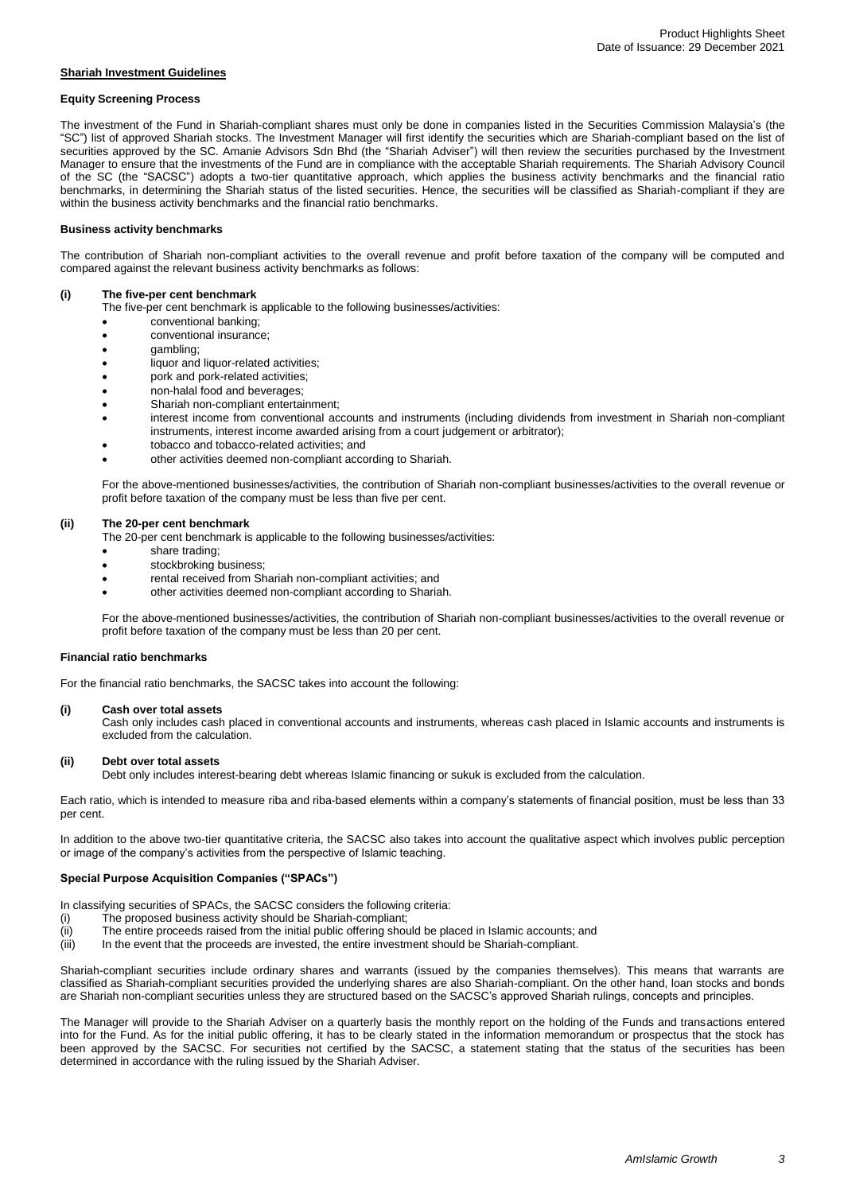**Shariah Investment Guidelines**

**Equity Screening Process**

The investment of the Fund in Shariah-compliant shares must only be done in companies listed in the Securities Commission Malaysia's (the "SC") list of approved Shariah stocks. The Investment Manager will first identify the securities which are Shariah-compliant based on the list of securities approved by the SC. Amanie Advisors Sdn Bhd (the "Shariah Adviser") will then review the securities purchased by the Investment Manager to ensure that the investments of the Fund are in compliance with the acceptable Shariah requirements. The Shariah Advisory Council of the SC (the "SACSC") adopts a two-tier quantitative approach, which applies the business activity benchmarks and the financial ratio benchmarks, in determining the Shariah status of the listed securities. Hence, the securities will be classified as Shariah-compliant if they are within the business activity benchmarks and the financial ratio benchmarks.

**Business activity benchmarks**

The contribution of Shariah non-compliant activities to the overall revenue and profit before taxation of the company will be computed and compared against the relevant business activity benchmarks as follows:

**(i) The five-per cent benchmark**

The five-per cent benchmark is applicable to the following businesses/activities:

- conventional banking;
- conventional insurance;
- gambling;
- liquor and liquor-related activities;
- pork and pork-related activities;
- non-halal food and beverages;
- Shariah non-compliant entertainment;
- interest income from conventional accounts and instruments (including dividends from investment in Shariah non-compliant instruments, interest income awarded arising from a court judgement or arbitrator);
- tobacco and tobacco-related activities; and
- other activities deemed non-compliant according to Shariah.

For the above-mentioned businesses/activities, the contribution of Shariah non-compliant businesses/activities to the overall revenue or profit before taxation of the company must be less than five per cent.

**(ii) The 20-per cent benchmark**

The 20-per cent benchmark is applicable to the following businesses/activities:

- share trading;
- stockbroking business;
- rental received from Shariah non-compliant activities; and
- other activities deemed non-compliant according to Shariah.

For the above-mentioned businesses/activities, the contribution of Shariah non-compliant businesses/activities to the overall revenue or profit before taxation of the company must be less than 20 per cent.

**Financial ratio benchmarks**

For the financial ratio benchmarks, the SACSC takes into account the following:

**(i) Cash over total assets**

Cash only includes cash placed in conventional accounts and instruments, whereas cash placed in Islamic accounts and instruments is excluded from the calculation.

**(ii) Debt over total assets**

Debt only includes interest-bearing debt whereas Islamic financing or sukuk is excluded from the calculation.

Each ratio, which is intended to measure riba and riba-based elements within a company's statements of financial position, must be less than 33 per cent.

In addition to the above two-tier quantitative criteria, the SACSC also takes into account the qualitative aspect which involves public perception or image of the company's activities from the perspective of Islamic teaching.

**Special Purpose Acquisition Companies ("SPACs")**

In classifying securities of SPACs, the SACSC considers the following criteria:

(i) The proposed business activity should be Shariah-compliant;
(ii) The entire proceeds raised from the initial public offering should be placed in Islamic accounts; and
(iii) In the event that the proceeds are invested, the entire investment should be Shariah-compliant.

Shariah-compliant securities include ordinary shares and warrants (issued by the companies themselves). This means that warrants are classified as Shariah-compliant securities provided the underlying shares are also Shariah-compliant. On the other hand, loan stocks and bonds are Shariah non-compliant securities unless they are structured based on the SACSC's approved Shariah rulings, concepts and principles.

The Manager will provide to the Shariah Adviser on a quarterly basis the monthly report on the holding of the Funds and transactions entered into for the Fund. As for the initial public offering, it has to be clearly stated in the information memorandum or prospectus that the stock has been approved by the SACSC. For securities not certified by the SACSC, a statement stating that the status of the securities has been determined in accordance with the ruling issued by the Shariah Adviser.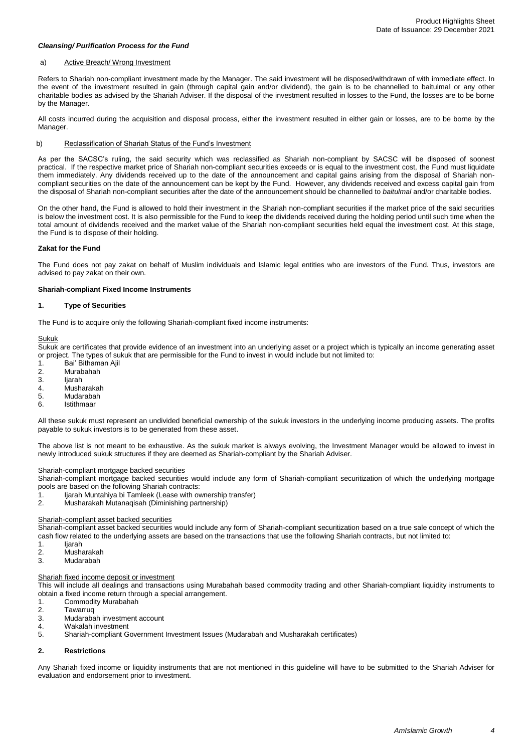### *Cleansing/ Purification Process for the Fund*

a) Active Breach/ Wrong Investment

Refers to Shariah non-compliant investment made by the Manager. The said investment will be disposed/withdrawn of with immediate effect. In the event of the investment resulted in gain (through capital gain and/or dividend), the gain is to be channelled to baitulmal or any other charitable bodies as advised by the Shariah Adviser. If the disposal of the investment resulted in losses to the Fund, the losses are to be borne by the Manager.

All costs incurred during the acquisition and disposal process, either the investment resulted in either gain or losses, are to be borne by the Manager.

b) Reclassification of Shariah Status of the Fund's Investment

As per the SACSC's ruling, the said security which was reclassified as Shariah non-compliant by SACSC will be disposed of soonest practical. If the respective market price of Shariah non-compliant securities exceeds or is equal to the investment cost, the Fund must liquidate them immediately. Any dividends received up to the date of the announcement and capital gains arising from the disposal of Shariah non-compliant securities on the date of the announcement can be kept by the Fund. However, any dividends received and excess capital gain from the disposal of Shariah non-compliant securities after the date of the announcement should be channelled to *baitulmal* and/or charitable bodies.

On the other hand, the Fund is allowed to hold their investment in the Shariah non-compliant securities if the market price of the said securities is below the investment cost. It is also permissible for the Fund to keep the dividends received during the holding period until such time when the total amount of dividends received and the market value of the Shariah non-compliant securities held equal the investment cost. At this stage, the Fund is to dispose of their holding.

### Zakat for the Fund

The Fund does not pay zakat on behalf of Muslim individuals and Islamic legal entities who are investors of the Fund. Thus, investors are advised to pay zakat on their own.

### Shariah-compliant Fixed Income Instruments

#### 1. Type of Securities

The Fund is to acquire only the following Shariah-compliant fixed income instruments:

Sukuk

Sukuk are certificates that provide evidence of an investment into an underlying asset or a project which is typically an income generating asset or project. The types of sukuk that are permissible for the Fund to invest in would include but not limited to:

1. Bai' Bithaman Ajil
2. Murabahah
3. Ijarah
4. Musharakah
5. Mudarabah
6. Istithmaar

All these sukuk must represent an undivided beneficial ownership of the sukuk investors in the underlying income producing assets. The profits payable to sukuk investors is to be generated from these asset.

The above list is not meant to be exhaustive. As the sukuk market is always evolving, the Investment Manager would be allowed to invest in newly introduced sukuk structures if they are deemed as Shariah-compliant by the Shariah Adviser.

Shariah-compliant mortgage backed securities

Shariah-compliant mortgage backed securities would include any form of Shariah-compliant securitization of which the underlying mortgage pools are based on the following Shariah contracts:

1. Ijarah Muntahiya bi Tamleek (Lease with ownership transfer)
2. Musharakah Mutanaqisah (Diminishing partnership)

Shariah-compliant asset backed securities

Shariah-compliant asset backed securities would include any form of Shariah-compliant securitization based on a true sale concept of which the cash flow related to the underlying assets are based on the transactions that use the following Shariah contracts, but not limited to:

1. Ijarah
2. Musharakah
3. Mudarabah

Shariah fixed income deposit or investment

This will include all dealings and transactions using Murabahah based commodity trading and other Shariah-compliant liquidity instruments to obtain a fixed income return through a special arrangement.

1. Commodity Murabahah
2. Tawarruq
3. Mudarabah investment account
4. Wakalah investment
5. Shariah-compliant Government Investment Issues (Mudarabah and Musharakah certificates)

#### 2. Restrictions

Any Shariah fixed income or liquidity instruments that are not mentioned in this guideline will have to be submitted to the Shariah Adviser for evaluation and endorsement prior to investment.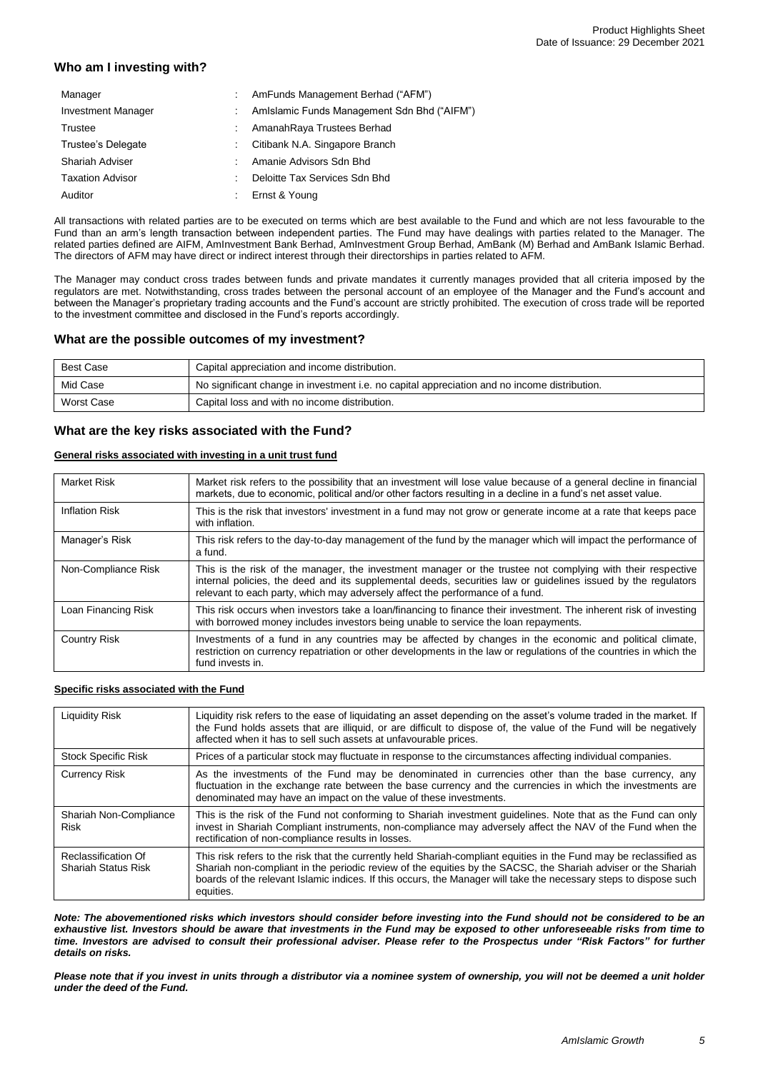## Who am I investing with?

| | | |
|---|---|---|
| Manager | : | AmFunds Management Berhad ("AFM") |
| Investment Manager | : | AmIslamic Funds Management Sdn Bhd ("AIFM") |
| Trustee | : | AmanahRaya Trustees Berhad |
| Trustee's Delegate | : | Citibank N.A. Singapore Branch |
| Shariah Adviser | : | Amanie Advisors Sdn Bhd |
| Taxation Advisor | : | Deloitte Tax Services Sdn Bhd |
| Auditor | : | Ernst & Young |

All transactions with related parties are to be executed on terms which are best available to the Fund and which are not less favourable to the Fund than an arm's length transaction between independent parties. The Fund may have dealings with parties related to the Manager. The related parties defined are AIFM, AmInvestment Bank Berhad, AmInvestment Group Berhad, AmBank (M) Berhad and AmBank Islamic Berhad. The directors of AFM may have direct or indirect interest through their directorships in parties related to AFM.

The Manager may conduct cross trades between funds and private mandates it currently manages provided that all criteria imposed by the regulators are met. Notwithstanding, cross trades between the personal account of an employee of the Manager and the Fund's account and between the Manager's proprietary trading accounts and the Fund's account are strictly prohibited. The execution of cross trade will be reported to the investment committee and disclosed in the Fund's reports accordingly.

## What are the possible outcomes of my investment?

| | |
|---|---|
| Best Case | Capital appreciation and income distribution. |
| Mid Case | No significant change in investment i.e. no capital appreciation and no income distribution. |
| Worst Case | Capital loss and with no income distribution. |

## What are the key risks associated with the Fund?

**General risks associated with investing in a unit trust fund**

| | |
|---|---|
| Market Risk | Market risk refers to the possibility that an investment will lose value because of a general decline in financial markets, due to economic, political and/or other factors resulting in a decline in a fund's net asset value. |
| Inflation Risk | This is the risk that investors' investment in a fund may not grow or generate income at a rate that keeps pace with inflation. |
| Manager's Risk | This risk refers to the day-to-day management of the fund by the manager which will impact the performance of a fund. |
| Non-Compliance Risk | This is the risk of the manager, the investment manager or the trustee not complying with their respective internal policies, the deed and its supplemental deeds, securities law or guidelines issued by the regulators relevant to each party, which may adversely affect the performance of a fund. |
| Loan Financing Risk | This risk occurs when investors take a loan/financing to finance their investment. The inherent risk of investing with borrowed money includes investors being unable to service the loan repayments. |
| Country Risk | Investments of a fund in any countries may be affected by changes in the economic and political climate, restriction on currency repatriation or other developments in the law or regulations of the countries in which the fund invests in. |

**Specific risks associated with the Fund**

| | |
|---|---|
| Liquidity Risk | Liquidity risk refers to the ease of liquidating an asset depending on the asset's volume traded in the market. If the Fund holds assets that are illiquid, or are difficult to dispose of, the value of the Fund will be negatively affected when it has to sell such assets at unfavourable prices. |
| Stock Specific Risk | Prices of a particular stock may fluctuate in response to the circumstances affecting individual companies. |
| Currency Risk | As the investments of the Fund may be denominated in currencies other than the base currency, any fluctuation in the exchange rate between the base currency and the currencies in which the investments are denominated may have an impact on the value of these investments. |
| Shariah Non-Compliance Risk | This is the risk of the Fund not conforming to Shariah investment guidelines. Note that as the Fund can only invest in Shariah Compliant instruments, non-compliance may adversely affect the NAV of the Fund when the rectification of non-compliance results in losses. |
| Reclassification Of Shariah Status Risk | This risk refers to the risk that the currently held Shariah-compliant equities in the Fund may be reclassified as Shariah non-compliant in the periodic review of the equities by the SACSC, the Shariah adviser or the Shariah boards of the relevant Islamic indices. If this occurs, the Manager will take the necessary steps to dispose such equities. |

***Note: The abovementioned risks which investors should consider before investing into the Fund should not be considered to be an exhaustive list. Investors should be aware that investments in the Fund may be exposed to other unforeseeable risks from time to time. Investors are advised to consult their professional adviser. Please refer to the Prospectus under "Risk Factors" for further details on risks.***

***Please note that if you invest in units through a distributor via a nominee system of ownership, you will not be deemed a unit holder under the deed of the Fund.***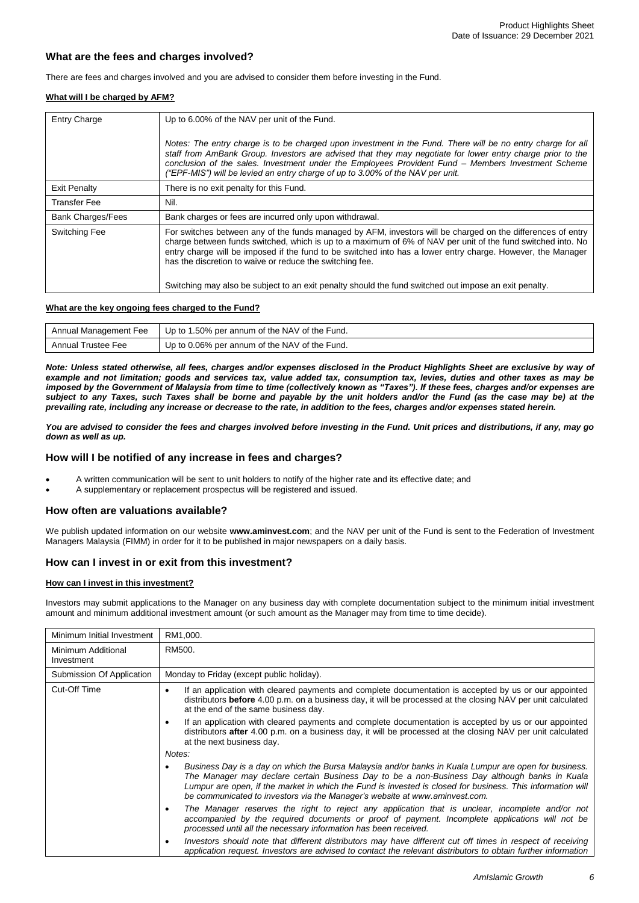## What are the fees and charges involved?

There are fees and charges involved and you are advised to consider them before investing in the Fund.

**What will I be charged by AFM?**

| | |
|---|---|
| Entry Charge | Up to 6.00% of the NAV per unit of the Fund.<br><br>*Notes: The entry charge is to be charged upon investment in the Fund. There will be no entry charge for all staff from AmBank Group. Investors are advised that they may negotiate for lower entry charge prior to the conclusion of the sales. Investment under the Employees Provident Fund – Members Investment Scheme ("EPF-MIS") will be levied an entry charge of up to 3.00% of the NAV per unit.* |
| Exit Penalty | There is no exit penalty for this Fund. |
| Transfer Fee | Nil. |
| Bank Charges/Fees | Bank charges or fees are incurred only upon withdrawal. |
| Switching Fee | For switches between any of the funds managed by AFM, investors will be charged on the differences of entry charge between funds switched, which is up to a maximum of 6% of NAV per unit of the fund switched into. No entry charge will be imposed if the fund to be switched into has a lower entry charge. However, the Manager has the discretion to waive or reduce the switching fee.<br><br>Switching may also be subject to an exit penalty should the fund switched out impose an exit penalty. |

**What are the key ongoing fees charged to the Fund?**

| | |
|---|---|
| Annual Management Fee | Up to 1.50% per annum of the NAV of the Fund. |
| Annual Trustee Fee | Up to 0.06% per annum of the NAV of the Fund. |

***Note: Unless stated otherwise, all fees, charges and/or expenses disclosed in the Product Highlights Sheet are exclusive by way of example and not limitation; goods and services tax, value added tax, consumption tax, levies, duties and other taxes as may be imposed by the Government of Malaysia from time to time (collectively known as "Taxes"). If these fees, charges and/or expenses are subject to any Taxes, such Taxes shall be borne and payable by the unit holders and/or the Fund (as the case may be) at the prevailing rate, including any increase or decrease to the rate, in addition to the fees, charges and/or expenses stated herein.***

***You are advised to consider the fees and charges involved before investing in the Fund. Unit prices and distributions, if any, may go down as well as up.***

## How will I be notified of any increase in fees and charges?

- A written communication will be sent to unit holders to notify of the higher rate and its effective date; and
- A supplementary or replacement prospectus will be registered and issued.

## How often are valuations available?

We publish updated information on our website **www.aminvest.com**; and the NAV per unit of the Fund is sent to the Federation of Investment Managers Malaysia (FIMM) in order for it to be published in major newspapers on a daily basis.

## How can I invest in or exit from this investment?

**How can I invest in this investment?**

Investors may submit applications to the Manager on any business day with complete documentation subject to the minimum initial investment amount and minimum additional investment amount (or such amount as the Manager may from time to time decide).

| | |
|---|---|
| Minimum Initial Investment | RM1,000. |
| Minimum Additional Investment | RM500. |
| Submission Of Application | Monday to Friday (except public holiday). |
| Cut-Off Time | • If an application with cleared payments and complete documentation is accepted by us or our appointed distributors **before** 4.00 p.m. on a business day, it will be processed at the closing NAV per unit calculated at the end of the same business day.<br>• If an application with cleared payments and complete documentation is accepted by us or our appointed distributors **after** 4.00 p.m. on a business day, it will be processed at the closing NAV per unit calculated at the next business day.<br><br>*Notes:*<br>• *Business Day is a day on which the Bursa Malaysia and/or banks in Kuala Lumpur are open for business. The Manager may declare certain Business Day to be a non-Business Day although banks in Kuala Lumpur are open, if the market in which the Fund is invested is closed for business. This information will be communicated to investors via the Manager's website at www.aminvest.com.*<br>• *The Manager reserves the right to reject any application that is unclear, incomplete and/or not accompanied by the required documents or proof of payment. Incomplete applications will not be processed until all the necessary information has been received.*<br>• *Investors should note that different distributors may have different cut off times in respect of receiving application request. Investors are advised to contact the relevant distributors to obtain further information* |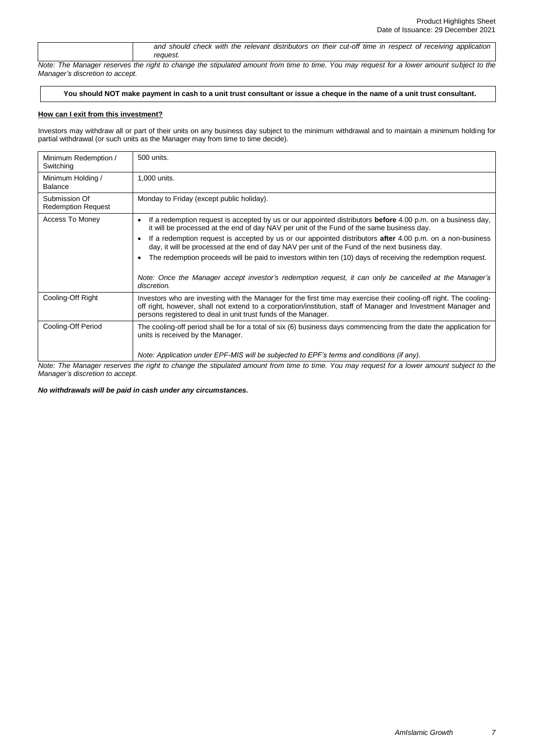| | *and should check with the relevant distributors on their cut-off time in respect of receiving application request.* |
|---|---|

*Note: The Manager reserves the right to change the stipulated amount from time to time. You may request for a lower amount subject to the Manager's discretion to accept.*

**You should NOT make payment in cash to a unit trust consultant or issue a cheque in the name of a unit trust consultant.**

**How can I exit from this investment?**

Investors may withdraw all or part of their units on any business day subject to the minimum withdrawal and to maintain a minimum holding for partial withdrawal (or such units as the Manager may from time to time decide).

| | |
|---|---|
| Minimum Redemption / Switching | 500 units. |
| Minimum Holding / Balance | 1,000 units. |
| Submission Of Redemption Request | Monday to Friday (except public holiday). |
| Access To Money | • If a redemption request is accepted by us or our appointed distributors **before** 4.00 p.m. on a business day, it will be processed at the end of day NAV per unit of the Fund of the same business day.<br>• If a redemption request is accepted by us or our appointed distributors **after** 4.00 p.m. on a non-business day, it will be processed at the end of day NAV per unit of the Fund of the next business day.<br>• The redemption proceeds will be paid to investors within ten (10) days of receiving the redemption request.<br><br>*Note: Once the Manager accept investor's redemption request, it can only be cancelled at the Manager's discretion.* |
| Cooling-Off Right | Investors who are investing with the Manager for the first time may exercise their cooling-off right. The cooling-off right, however, shall not extend to a corporation/institution, staff of Manager and Investment Manager and persons registered to deal in unit trust funds of the Manager. |
| Cooling-Off Period | The cooling-off period shall be for a total of six (6) business days commencing from the date the application for units is received by the Manager.<br><br>*Note: Application under EPF-MIS will be subjected to EPF's terms and conditions (if any).* |

*Note: The Manager reserves the right to change the stipulated amount from time to time. You may request for a lower amount subject to the Manager's discretion to accept.*

***No withdrawals will be paid in cash under any circumstances.***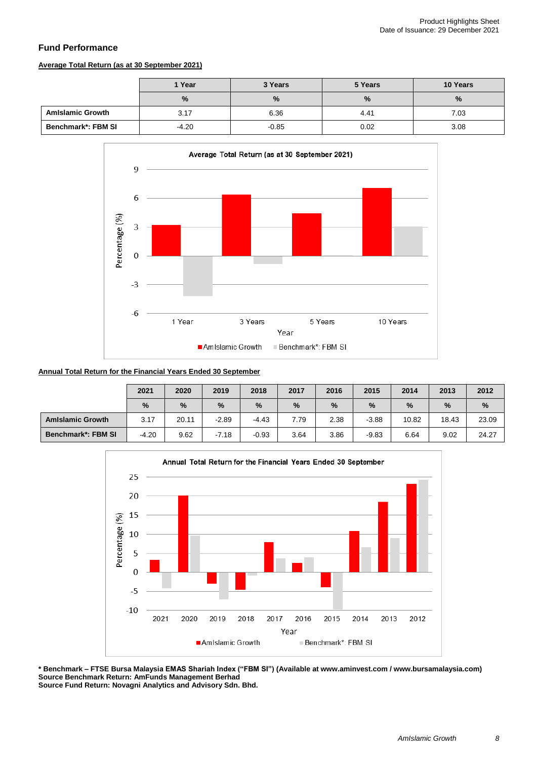## Fund Performance

**Average Total Return (as at 30 September 2021)**

| | 1 Year | 3 Years | 5 Years | 10 Years |
|---|---|---|---|---|
| | % | % | % | % |
| **AmIslamic Growth** | 3.17 | 6.36 | 4.41 | 7.03 |
| **Benchmark*: FBM SI** | -4.20 | -0.85 | 0.02 | 3.08 |

**Annual Total Return for the Financial Years Ended 30 September**

| | 2021 | 2020 | 2019 | 2018 | 2017 | 2016 | 2015 | 2014 | 2013 | 2012 |
|---|---|---|---|---|---|---|---|---|---|---|
| | % | % | % | % | % | % | % | % | % | % |
| **AmIslamic Growth** | 3.17 | 20.11 | -2.89 | -4.43 | 7.79 | 2.38 | -3.88 | 10.82 | 18.43 | 23.09 |
| **Benchmark*: FBM SI** | -4.20 | 9.62 | -7.18 | -0.93 | 3.64 | 3.86 | -9.83 | 6.64 | 9.02 | 24.27 |

**\* Benchmark – FTSE Bursa Malaysia EMAS Shariah Index ("FBM SI") (Available at www.aminvest.com / www.bursamalaysia.com)**
**Source Benchmark Return: AmFunds Management Berhad**
**Source Fund Return: Novagni Analytics and Advisory Sdn. Bhd.**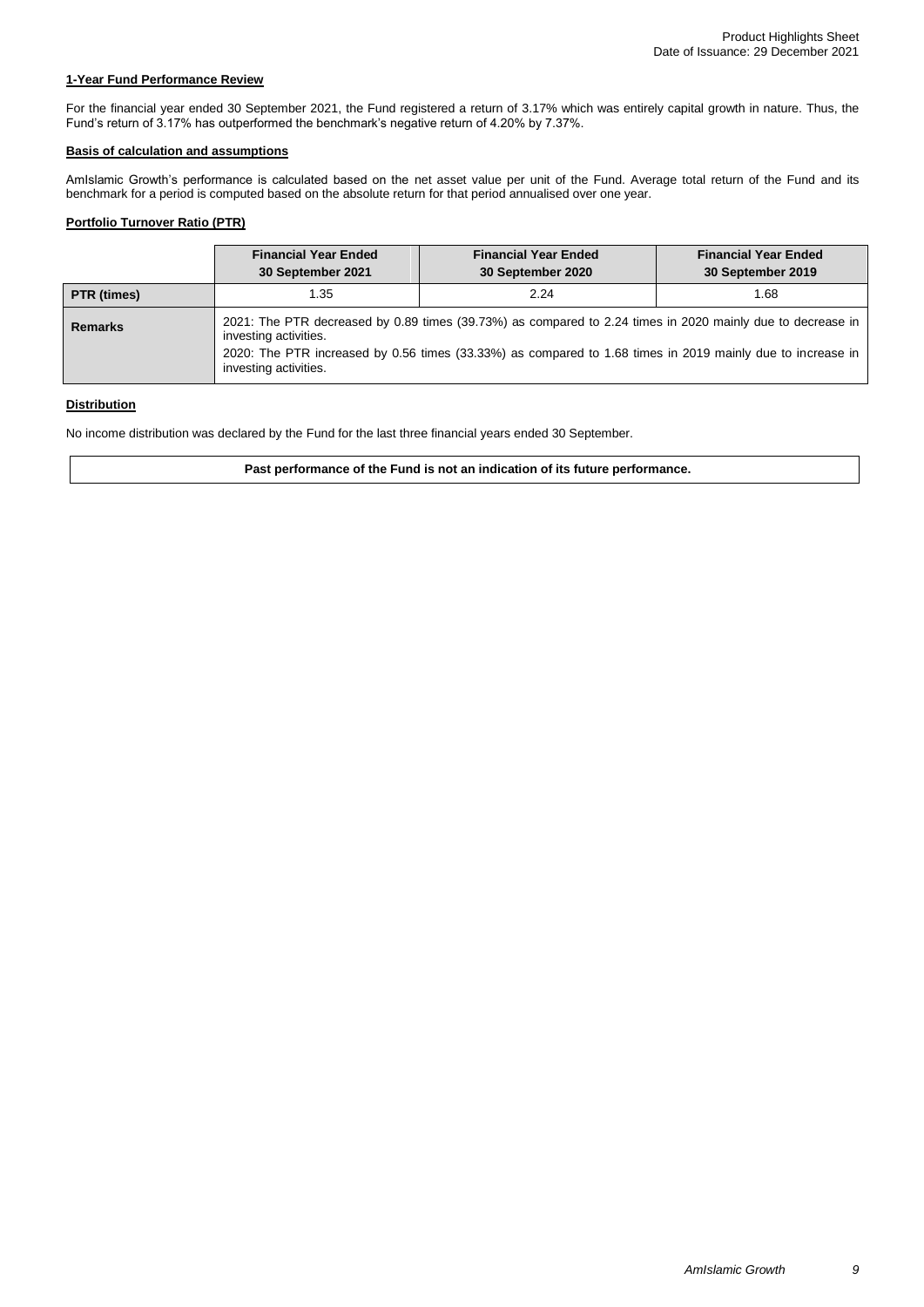**1-Year Fund Performance Review**

For the financial year ended 30 September 2021, the Fund registered a return of 3.17% which was entirely capital growth in nature. Thus, the Fund's return of 3.17% has outperformed the benchmark's negative return of 4.20% by 7.37%.

**Basis of calculation and assumptions**

AmIslamic Growth's performance is calculated based on the net asset value per unit of the Fund. Average total return of the Fund and its benchmark for a period is computed based on the absolute return for that period annualised over one year.

**Portfolio Turnover Ratio (PTR)**

| | Financial Year Ended 30 September 2021 | Financial Year Ended 30 September 2020 | Financial Year Ended 30 September 2019 |
|---|---|---|---|
| **PTR (times)** | 1.35 | 2.24 | 1.68 |
| **Remarks** | 2021: The PTR decreased by 0.89 times (39.73%) as compared to 2.24 times in 2020 mainly due to decrease in investing activities. 2020: The PTR increased by 0.56 times (33.33%) as compared to 1.68 times in 2019 mainly due to increase in investing activities. | | |

**Distribution**

No income distribution was declared by the Fund for the last three financial years ended 30 September.

**Past performance of the Fund is not an indication of its future performance.**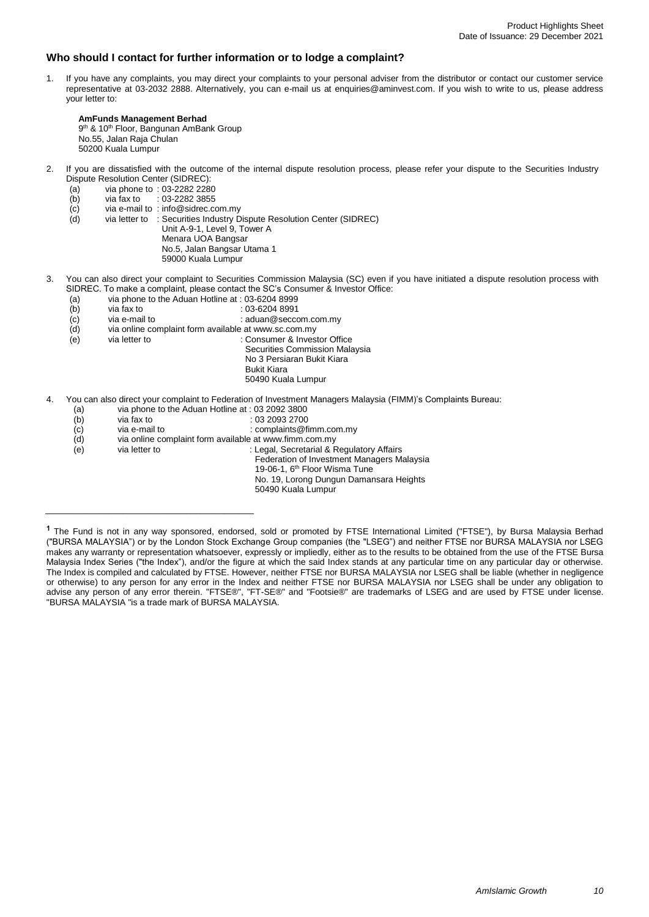## Who should I contact for further information or to lodge a complaint?

1. If you have any complaints, you may direct your complaints to your personal adviser from the distributor or contact our customer service representative at 03-2032 2888. Alternatively, you can e-mail us at enquiries@aminvest.com. If you wish to write to us, please address your letter to:

   **AmFunds Management Berhad**
   9th & 10th Floor, Bangunan AmBank Group
   No.55, Jalan Raja Chulan
   50200 Kuala Lumpur

2. If you are dissatisfied with the outcome of the internal dispute resolution process, please refer your dispute to the Securities Industry Dispute Resolution Center (SIDREC):
   (a) via phone to : 03-2282 2280
   (b) via fax to : 03-2282 3855
   (c) via e-mail to : info@sidrec.com.my
   (d) via letter to : Securities Industry Dispute Resolution Center (SIDREC)
   Unit A-9-1, Level 9, Tower A
   Menara UOA Bangsar
   No.5, Jalan Bangsar Utama 1
   59000 Kuala Lumpur

3. You can also direct your complaint to Securities Commission Malaysia (SC) even if you have initiated a dispute resolution process with SIDREC. To make a complaint, please contact the SC's Consumer & Investor Office:
   (a) via phone to the Aduan Hotline at : 03-6204 8999
   (b) via fax to : 03-6204 8991
   (c) via e-mail to : aduan@seccom.com.my
   (d) via online complaint form available at www.sc.com.my
   (e) via letter to : Consumer & Investor Office
   Securities Commission Malaysia
   No 3 Persiaran Bukit Kiara
   Bukit Kiara
   50490 Kuala Lumpur

4. You can also direct your complaint to Federation of Investment Managers Malaysia (FIMM)'s Complaints Bureau:
   (a) via phone to the Aduan Hotline at : 03 2092 3800
   (b) via fax to : 03 2093 2700
   (c) via e-mail to : complaints@fimm.com.my
   (d) via online complaint form available at www.fimm.com.my
   (e) via letter to : Legal, Secretarial & Regulatory Affairs
   Federation of Investment Managers Malaysia
   19-06-1, 6th Floor Wisma Tune
   No. 19, Lorong Dungun Damansara Heights
   50490 Kuala Lumpur

---

[1] The Fund is not in any way sponsored, endorsed, sold or promoted by FTSE International Limited ("FTSE"), by Bursa Malaysia Berhad ("BURSA MALAYSIA") or by the London Stock Exchange Group companies (the "LSEG") and neither FTSE nor BURSA MALAYSIA nor LSEG makes any warranty or representation whatsoever, expressly or impliedly, either as to the results to be obtained from the use of the FTSE Bursa Malaysia Index Series ("the Index"), and/or the figure at which the said Index stands at any particular time on any particular day or otherwise. The Index is compiled and calculated by FTSE. However, neither FTSE nor BURSA MALAYSIA nor LSEG shall be liable (whether in negligence or otherwise) to any person for any error in the Index and neither FTSE nor BURSA MALAYSIA nor LSEG shall be under any obligation to advise any person of any error therein. "FTSE®", "FT-SE®" and "Footsie®" are trademarks of LSEG and are used by FTSE under license. "BURSA MALAYSIA "is a trade mark of BURSA MALAYSIA.